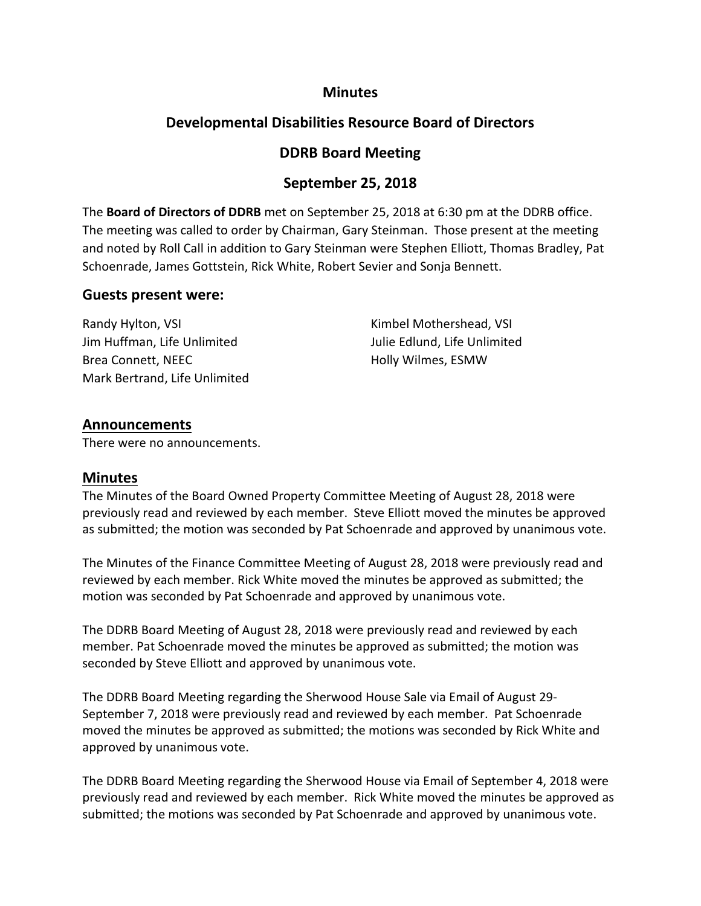# Minutes

## Developmental Disabilities Resource Board of Directors

## DDRB Board Meeting

## September 25, 2018

The **Board of Directors of DDRB** met on September 25, 2018 at 6:30 pm at the DDRB office. The meeting was called to order by Chairman, Gary Steinman. Those present at the meeting and noted by Roll Call in addition to Gary Steinman were Stephen Elliott, Thomas Bradley, Pat Schoenrade, James Gottstein, Rick White, Robert Sevier and Sonja Bennett.

### Guests present were:

Randy Hylton, VSI
Jim Huffman, Life Unlimited
Brea Connett, NEEC
Mark Bertrand, Life Unlimited
Kimbel Mothershead, VSI
Julie Edlund, Life Unlimited
Holly Wilmes, ESMW

### Announcements

There were no announcements.

### Minutes

The Minutes of the Board Owned Property Committee Meeting of August 28, 2018 were previously read and reviewed by each member. Steve Elliott moved the minutes be approved as submitted; the motion was seconded by Pat Schoenrade and approved by unanimous vote.

The Minutes of the Finance Committee Meeting of August 28, 2018 were previously read and reviewed by each member. Rick White moved the minutes be approved as submitted; the motion was seconded by Pat Schoenrade and approved by unanimous vote.

The DDRB Board Meeting of August 28, 2018 were previously read and reviewed by each member. Pat Schoenrade moved the minutes be approved as submitted; the motion was seconded by Steve Elliott and approved by unanimous vote.

The DDRB Board Meeting regarding the Sherwood House Sale via Email of August 29-September 7, 2018 were previously read and reviewed by each member. Pat Schoenrade moved the minutes be approved as submitted; the motions was seconded by Rick White and approved by unanimous vote.

The DDRB Board Meeting regarding the Sherwood House via Email of September 4, 2018 were previously read and reviewed by each member. Rick White moved the minutes be approved as submitted; the motions was seconded by Pat Schoenrade and approved by unanimous vote.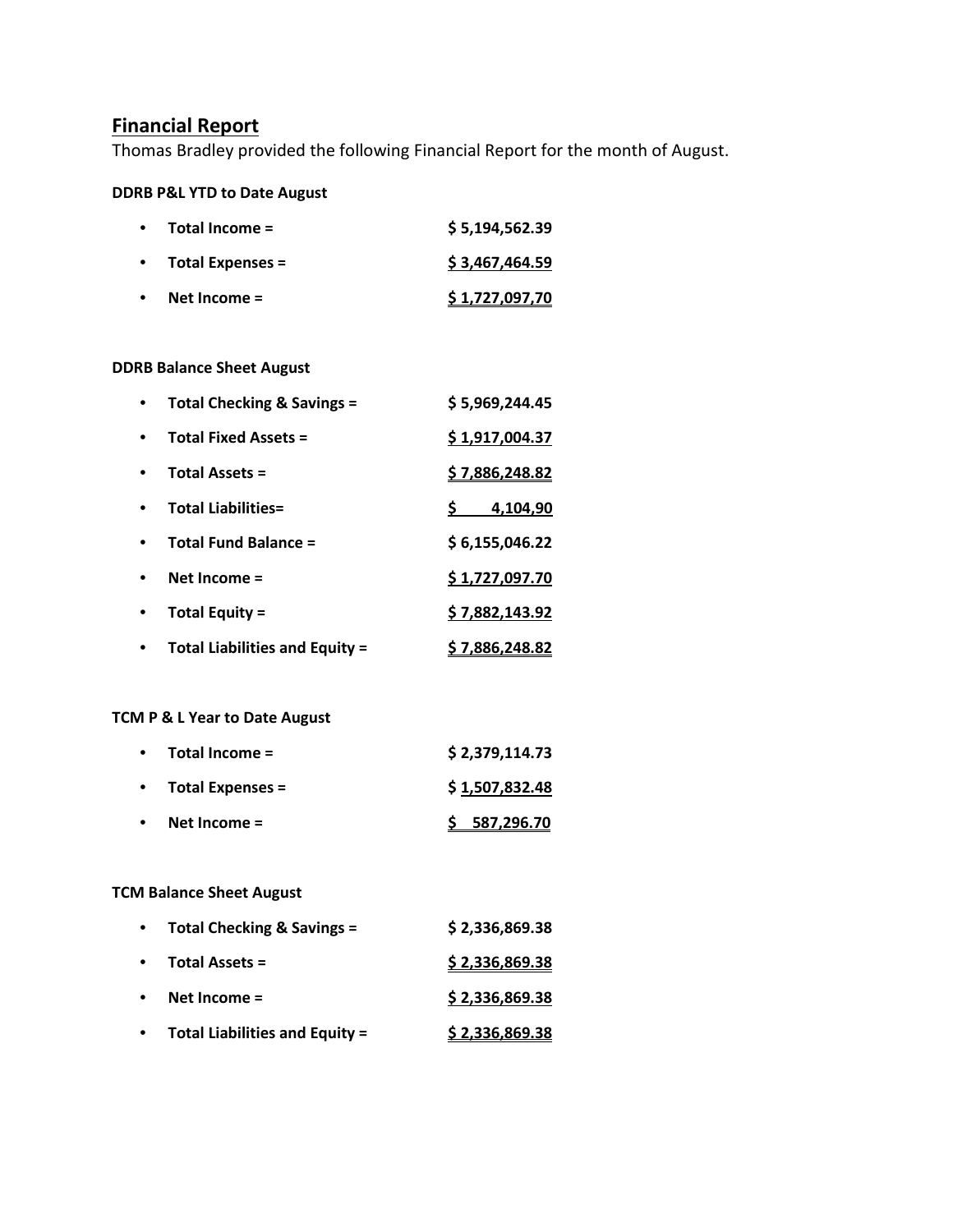## Financial Report

Thomas Bradley provided the following Financial Report for the month of August.

**DDRB P&L YTD to Date August**

- **Total Income =** $ 5,194,562.39
- **Total Expenses =** $ 3,467,464.59
- **Net Income =** $ 1,727,097,70

**DDRB Balance Sheet August**

- **Total Checking & Savings =** $ 5,969,244.45
- **Total Fixed Assets =** $ 1,917,004.37
- **Total Assets =** $ 7,886,248.82
- **Total Liabilities=** $ 4,104,90
- **Total Fund Balance =** $ 6,155,046.22
- **Net Income =** $ 1,727,097.70
- **Total Equity =** $ 7,882,143.92
- **Total Liabilities and Equity =** $ 7,886,248.82

**TCM P & L Year to Date August**

- **Total Income =** $ 2,379,114.73
- **Total Expenses =** $ 1,507,832.48
- **Net Income =** $ 587,296.70

**TCM Balance Sheet August**

- **Total Checking & Savings =** $ 2,336,869.38
- **Total Assets =** $ 2,336,869.38
- **Net Income =** $ 2,336,869.38
- **Total Liabilities and Equity =** $ 2,336,869.38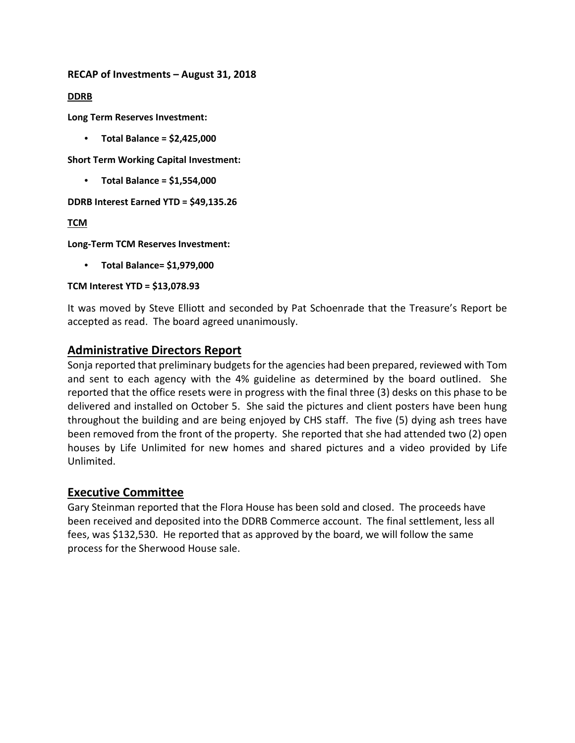**RECAP of Investments – August 31, 2018**

**DDRB**

**Long Term Reserves Investment:**

- **Total Balance = $2,425,000**

**Short Term Working Capital Investment:**

- **Total Balance = $1,554,000**

**DDRB Interest Earned YTD = $49,135.26**

**TCM**

**Long-Term TCM Reserves Investment:**

- **Total Balance= $1,979,000**

**TCM Interest YTD = $13,078.93**

It was moved by Steve Elliott and seconded by Pat Schoenrade that the Treasure's Report be accepted as read. The board agreed unanimously.

## Administrative Directors Report

Sonja reported that preliminary budgets for the agencies had been prepared, reviewed with Tom and sent to each agency with the 4% guideline as determined by the board outlined. She reported that the office resets were in progress with the final three (3) desks on this phase to be delivered and installed on October 5. She said the pictures and client posters have been hung throughout the building and are being enjoyed by CHS staff. The five (5) dying ash trees have been removed from the front of the property. She reported that she had attended two (2) open houses by Life Unlimited for new homes and shared pictures and a video provided by Life Unlimited.

## Executive Committee

Gary Steinman reported that the Flora House has been sold and closed. The proceeds have been received and deposited into the DDRB Commerce account. The final settlement, less all fees, was $132,530. He reported that as approved by the board, we will follow the same process for the Sherwood House sale.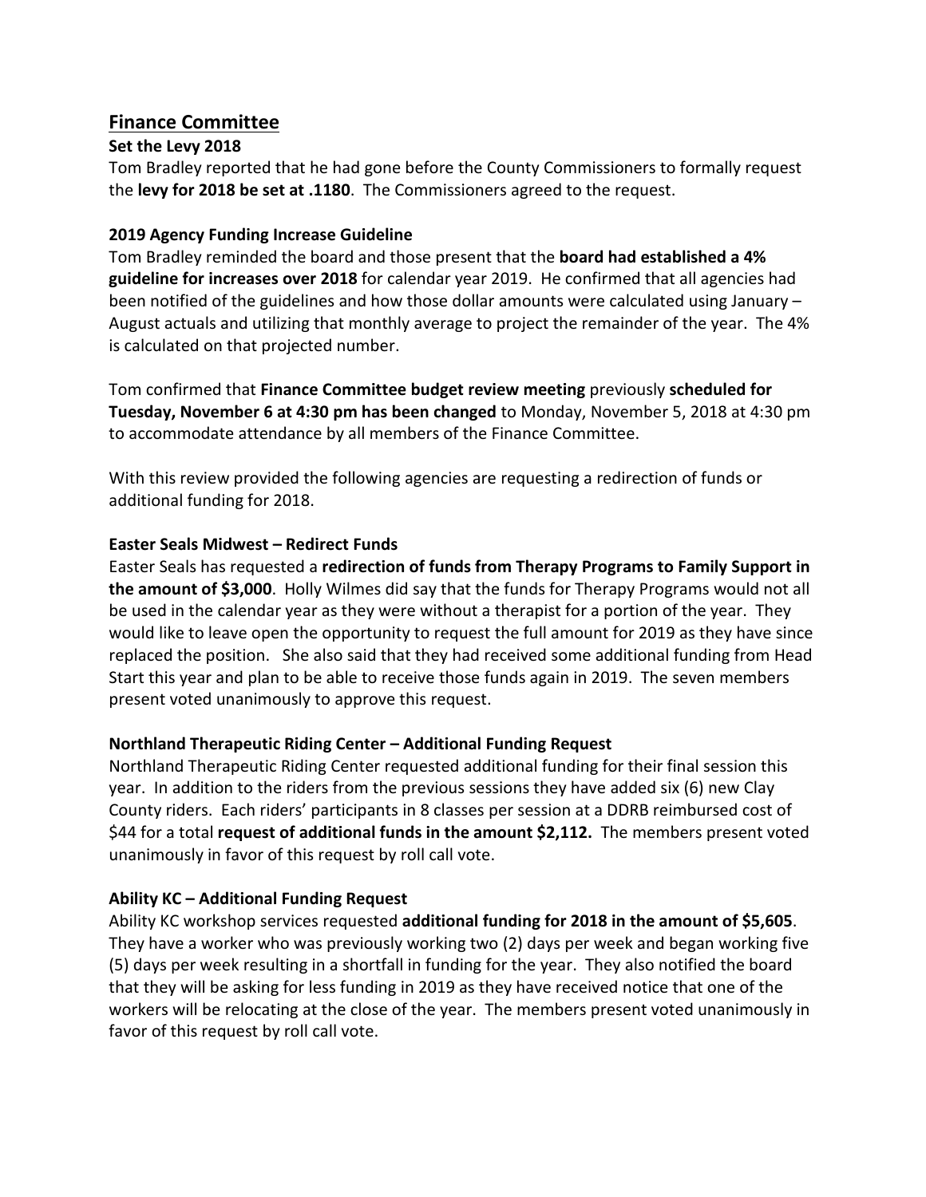## Finance Committee

### Set the Levy 2018

Tom Bradley reported that he had gone before the County Commissioners to formally request the **levy for 2018 be set at .1180**. The Commissioners agreed to the request.

### 2019 Agency Funding Increase Guideline

Tom Bradley reminded the board and those present that the **board had established a 4% guideline for increases over 2018** for calendar year 2019. He confirmed that all agencies had been notified of the guidelines and how those dollar amounts were calculated using January – August actuals and utilizing that monthly average to project the remainder of the year. The 4% is calculated on that projected number.

Tom confirmed that **Finance Committee budget review meeting** previously **scheduled for Tuesday, November 6 at 4:30 pm has been changed** to Monday, November 5, 2018 at 4:30 pm to accommodate attendance by all members of the Finance Committee.

With this review provided the following agencies are requesting a redirection of funds or additional funding for 2018.

### Easter Seals Midwest – Redirect Funds

Easter Seals has requested a **redirection of funds from Therapy Programs to Family Support in the amount of $3,000**. Holly Wilmes did say that the funds for Therapy Programs would not all be used in the calendar year as they were without a therapist for a portion of the year. They would like to leave open the opportunity to request the full amount for 2019 as they have since replaced the position. She also said that they had received some additional funding from Head Start this year and plan to be able to receive those funds again in 2019. The seven members present voted unanimously to approve this request.

### Northland Therapeutic Riding Center – Additional Funding Request

Northland Therapeutic Riding Center requested additional funding for their final session this year. In addition to the riders from the previous sessions they have added six (6) new Clay County riders. Each riders' participants in 8 classes per session at a DDRB reimbursed cost of $44 for a total **request of additional funds in the amount $2,112.** The members present voted unanimously in favor of this request by roll call vote.

### Ability KC – Additional Funding Request

Ability KC workshop services requested **additional funding for 2018 in the amount of $5,605**. They have a worker who was previously working two (2) days per week and began working five (5) days per week resulting in a shortfall in funding for the year. They also notified the board that they will be asking for less funding in 2019 as they have received notice that one of the workers will be relocating at the close of the year. The members present voted unanimously in favor of this request by roll call vote.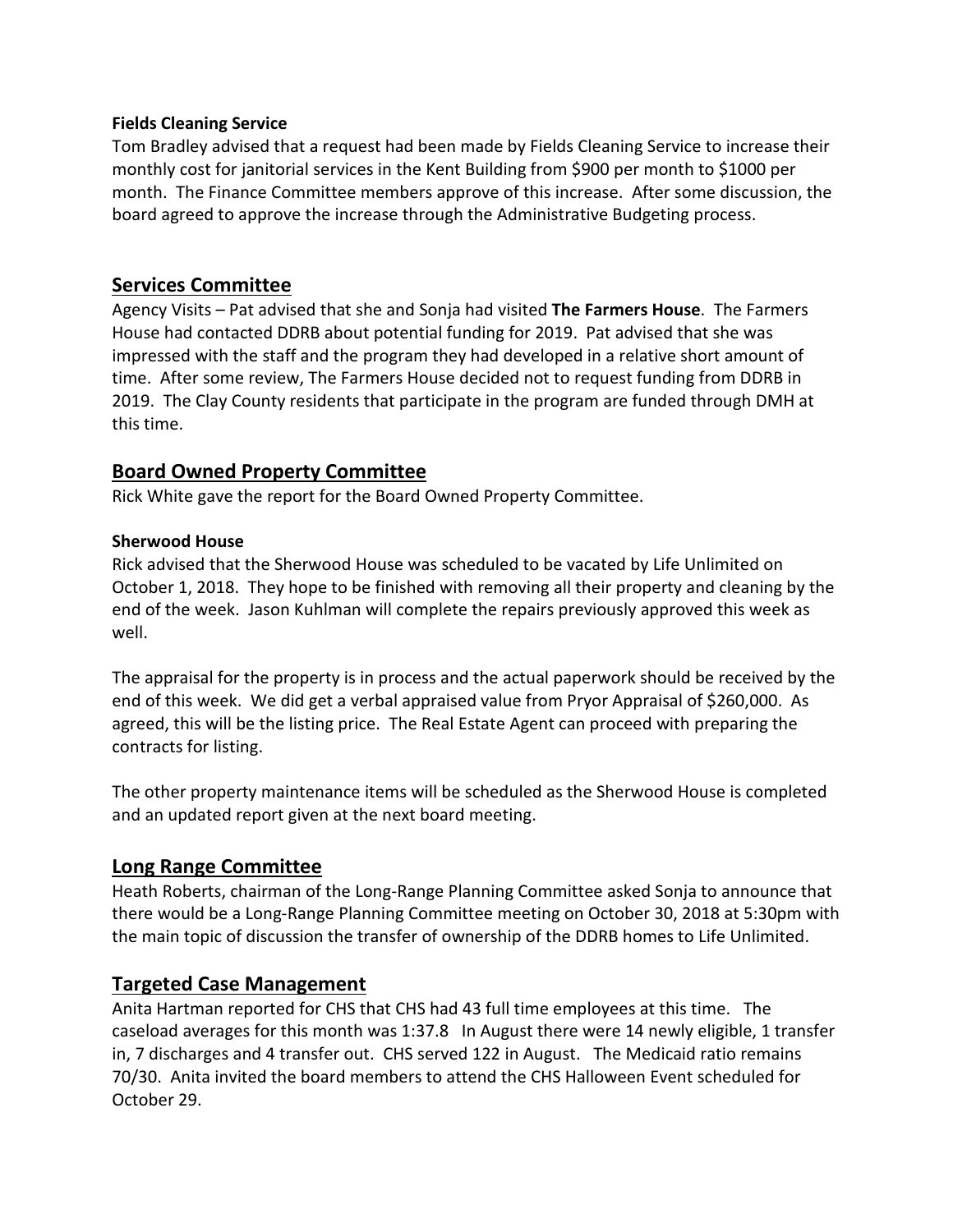**Fields Cleaning Service**

Tom Bradley advised that a request had been made by Fields Cleaning Service to increase their monthly cost for janitorial services in the Kent Building from $900 per month to $1000 per month. The Finance Committee members approve of this increase. After some discussion, the board agreed to approve the increase through the Administrative Budgeting process.

## Services Committee

Agency Visits – Pat advised that she and Sonja had visited **The Farmers House**. The Farmers House had contacted DDRB about potential funding for 2019. Pat advised that she was impressed with the staff and the program they had developed in a relative short amount of time. After some review, The Farmers House decided not to request funding from DDRB in 2019. The Clay County residents that participate in the program are funded through DMH at this time.

## Board Owned Property Committee

Rick White gave the report for the Board Owned Property Committee.

**Sherwood House**

Rick advised that the Sherwood House was scheduled to be vacated by Life Unlimited on October 1, 2018. They hope to be finished with removing all their property and cleaning by the end of the week. Jason Kuhlman will complete the repairs previously approved this week as well.

The appraisal for the property is in process and the actual paperwork should be received by the end of this week. We did get a verbal appraised value from Pryor Appraisal of $260,000. As agreed, this will be the listing price. The Real Estate Agent can proceed with preparing the contracts for listing.

The other property maintenance items will be scheduled as the Sherwood House is completed and an updated report given at the next board meeting.

## Long Range Committee

Heath Roberts, chairman of the Long-Range Planning Committee asked Sonja to announce that there would be a Long-Range Planning Committee meeting on October 30, 2018 at 5:30pm with the main topic of discussion the transfer of ownership of the DDRB homes to Life Unlimited.

## Targeted Case Management

Anita Hartman reported for CHS that CHS had 43 full time employees at this time. The caseload averages for this month was 1:37.8 In August there were 14 newly eligible, 1 transfer in, 7 discharges and 4 transfer out. CHS served 122 in August. The Medicaid ratio remains 70/30. Anita invited the board members to attend the CHS Halloween Event scheduled for October 29.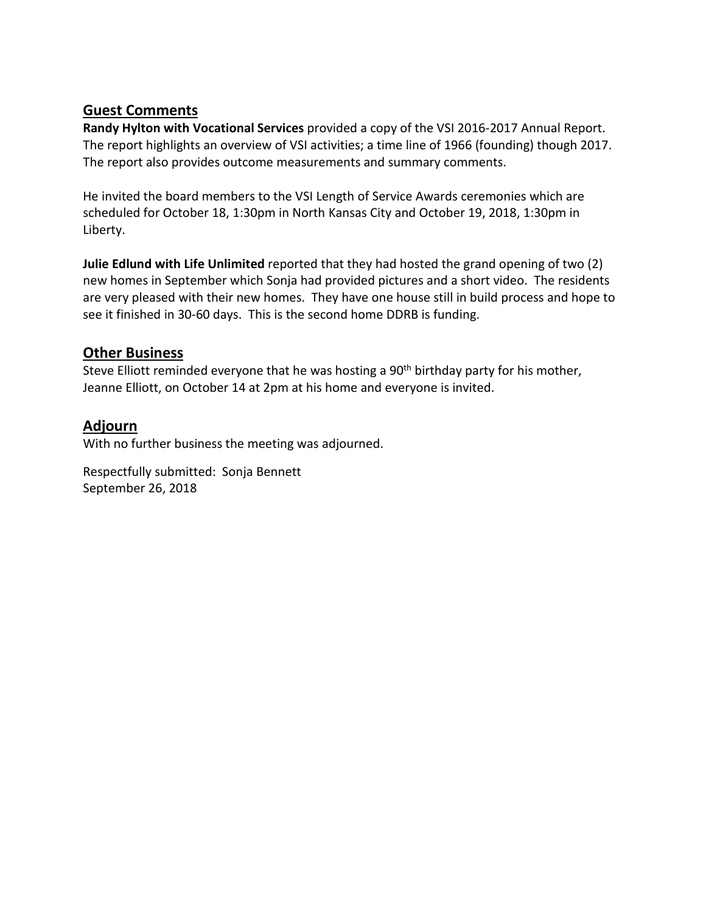## Guest Comments

**Randy Hylton with Vocational Services** provided a copy of the VSI 2016-2017 Annual Report. The report highlights an overview of VSI activities; a time line of 1966 (founding) though 2017. The report also provides outcome measurements and summary comments.

He invited the board members to the VSI Length of Service Awards ceremonies which are scheduled for October 18, 1:30pm in North Kansas City and October 19, 2018, 1:30pm in Liberty.

**Julie Edlund with Life Unlimited** reported that they had hosted the grand opening of two (2) new homes in September which Sonja had provided pictures and a short video. The residents are very pleased with their new homes. They have one house still in build process and hope to see it finished in 30-60 days. This is the second home DDRB is funding.

## Other Business

Steve Elliott reminded everyone that he was hosting a 90th birthday party for his mother, Jeanne Elliott, on October 14 at 2pm at his home and everyone is invited.

## Adjourn

With no further business the meeting was adjourned.

Respectfully submitted: Sonja Bennett
September 26, 2018